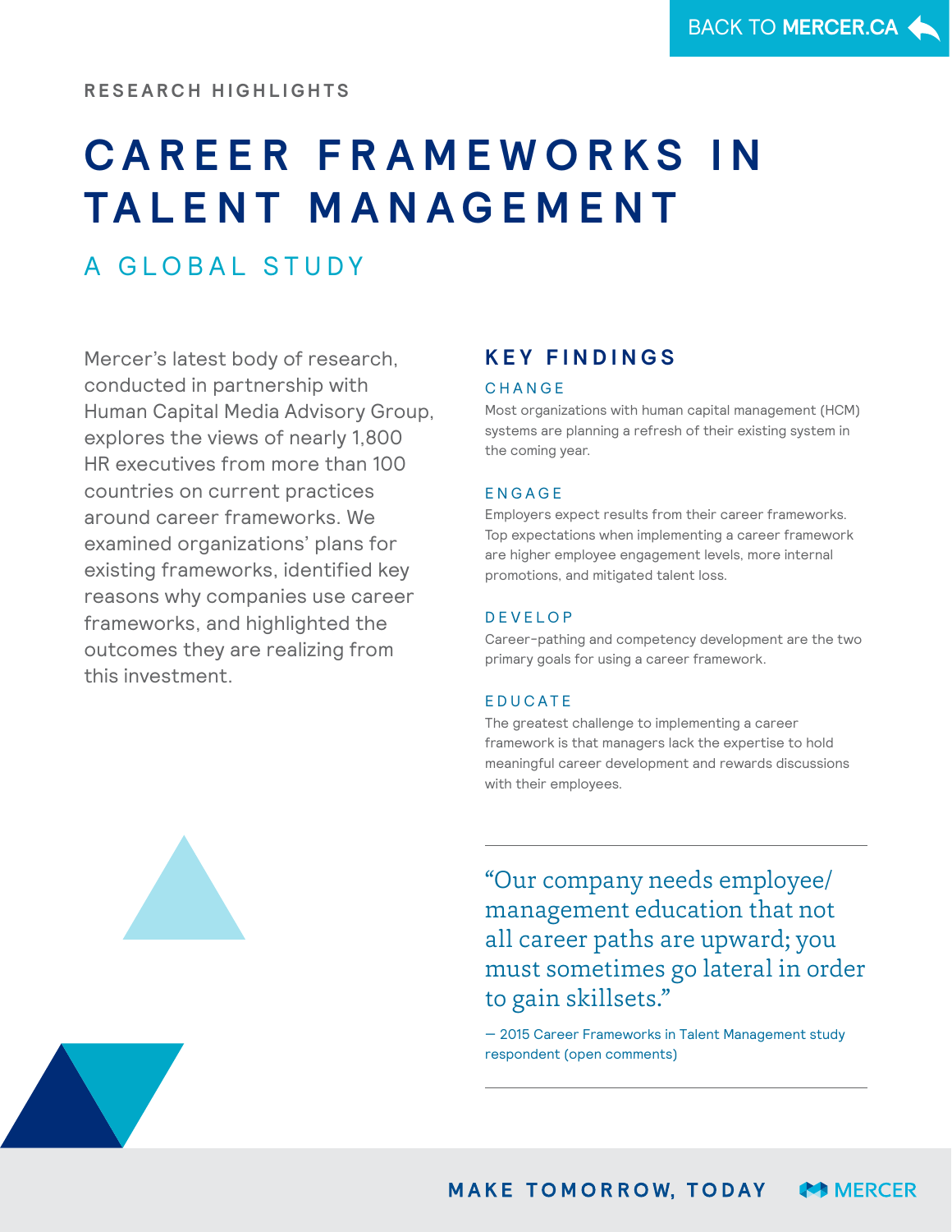RESEARCH HIGHLIGHTS

# CAREER FRAMEWORKS IN TALENT MANAGEMENT

## A GLOBAL STUDY

Mercer's latest body of research, conducted in partnership with Human Capital Media Advisory Group, explores the views of nearly 1,800 HR executives from more than 100 countries on current practices around career frameworks. We examined organizations' plans for existing frameworks, identified key reasons why companies use career frameworks, and highlighted the outcomes they are realizing from this investment.

## KEY FINDINGS

### CHANGE

Most organizations with human capital management (HCM) systems are planning a refresh of their existing system in the coming year.

### ENGAGE

Employers expect results from their career frameworks. Top expectations when implementing a career framework are higher employee engagement levels, more internal promotions, and mitigated talent loss.

### DEVELOP

Career-pathing and competency development are the two primary goals for using a career framework.

### EDUCATE

The greatest challenge to implementing a career framework is that managers lack the expertise to hold meaningful career development and rewards discussions with their employees.

---

> "Our company needs employee/management education that not all career paths are upward; you must sometimes go lateral in order to gain skillsets."
>
> — 2015 Career Frameworks in Talent Management study respondent (open comments)

---

MAKE TOMORROW, TODAY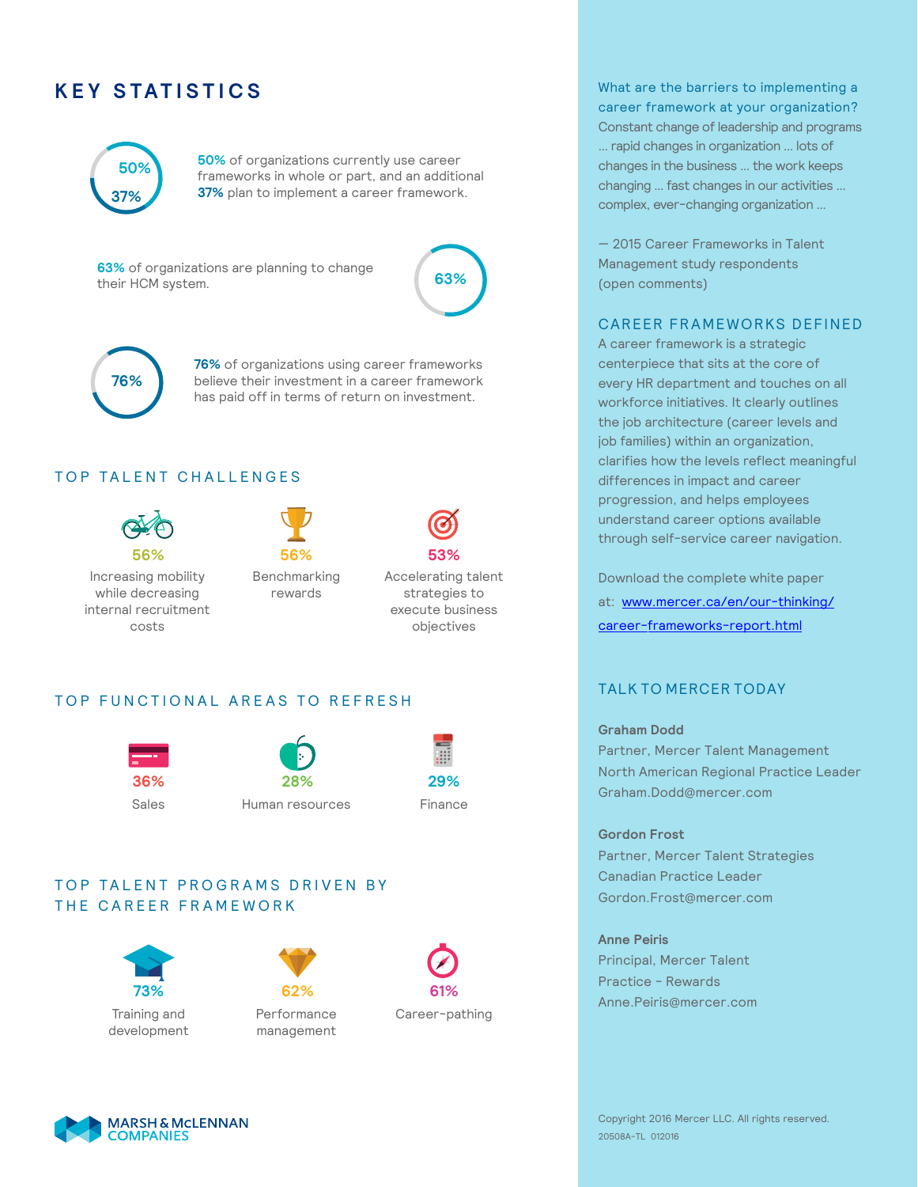## KEY STATISTICS

50%
37%

**50%** of organizations currently use career frameworks in whole or part, and an additional **37%** plan to implement a career framework.

**63%** of organizations are planning to change their HCM system.

63%

76%

**76%** of organizations using career frameworks believe their investment in a career framework has paid off in terms of return on investment.

### TOP TALENT CHALLENGES

**56%**
Increasing mobility while decreasing internal recruitment costs

**56%**
Benchmarking rewards

**53%**
Accelerating talent strategies to execute business objectives

### TOP FUNCTIONAL AREAS TO REFRESH

**36%**
Sales

**28%**
Human resources

**29%**
Finance

### TOP TALENT PROGRAMS DRIVEN BY THE CAREER FRAMEWORK

**73%**
Training and development

**62%**
Performance management

**61%**
Career-pathing

MARSH & McLENNAN COMPANIES

What are the barriers to implementing a career framework at your organization?
Constant change of leadership and programs ... rapid changes in organization ... lots of changes in the business ... the work keeps changing ... fast changes in our activities ... complex, ever-changing organization ...

— 2015 Career Frameworks in Talent Management study respondents (open comments)

### CAREER FRAMEWORKS DEFINED

A career framework is a strategic centerpiece that sits at the core of every HR department and touches on all workforce initiatives. It clearly outlines the job architecture (career levels and job families) within an organization, clarifies how the levels reflect meaningful differences in impact and career progression, and helps employees understand career options available through self-service career navigation.

Download the complete white paper at: [www.mercer.ca/en/our-thinking/career-frameworks-report.html](www.mercer.ca/en/our-thinking/career-frameworks-report.html)

### TALK TO MERCER TODAY

**Graham Dodd**
Partner, Mercer Talent Management
North American Regional Practice Leader
Graham.Dodd@mercer.com

**Gordon Frost**
Partner, Mercer Talent Strategies
Canadian Practice Leader
Gordon.Frost@mercer.com

**Anne Peiris**
Principal, Mercer Talent Practice - Rewards
Anne.Peiris@mercer.com

Copyright 2016 Mercer LLC. All rights reserved.
20508A-TL 012016